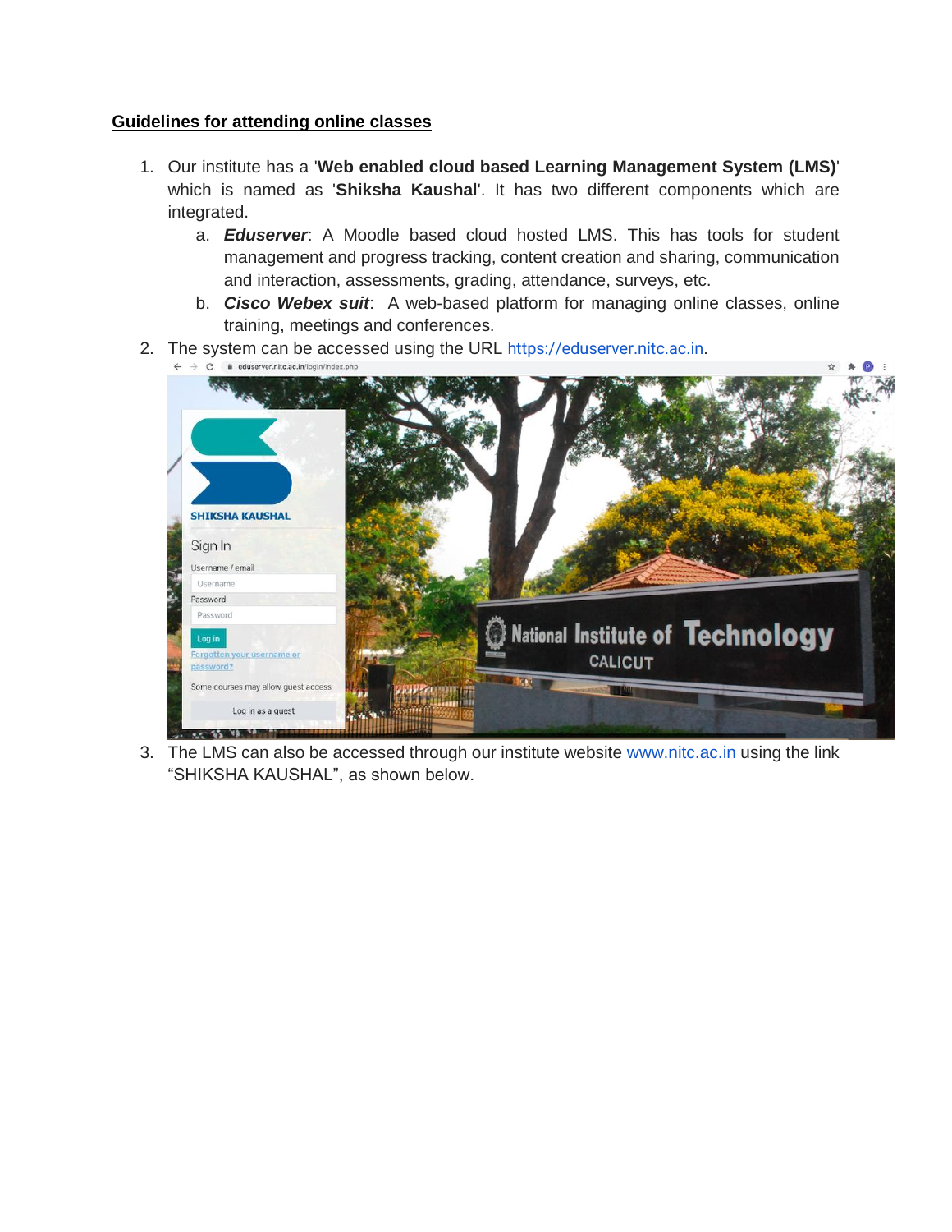## Guidelines for attending online classes

1. Our institute has a '**Web enabled cloud based Learning Management System (LMS)**' which is named as '**Shiksha Kaushal**'. It has two different components which are integrated.
   a. ***Eduserver***: A Moodle based cloud hosted LMS. This has tools for student management and progress tracking, content creation and sharing, communication and interaction, assessments, grading, attendance, surveys, etc.
   b. ***Cisco Webex suit***: A web-based platform for managing online classes, online training, meetings and conferences.
2. The system can be accessed using the URL [https://eduserver.nitc.ac.in](https://eduserver.nitc.ac.in).
3. The LMS can also be accessed through our institute website [www.nitc.ac.in](http://www.nitc.ac.in) using the link "SHIKSHA KAUSHAL", as shown below.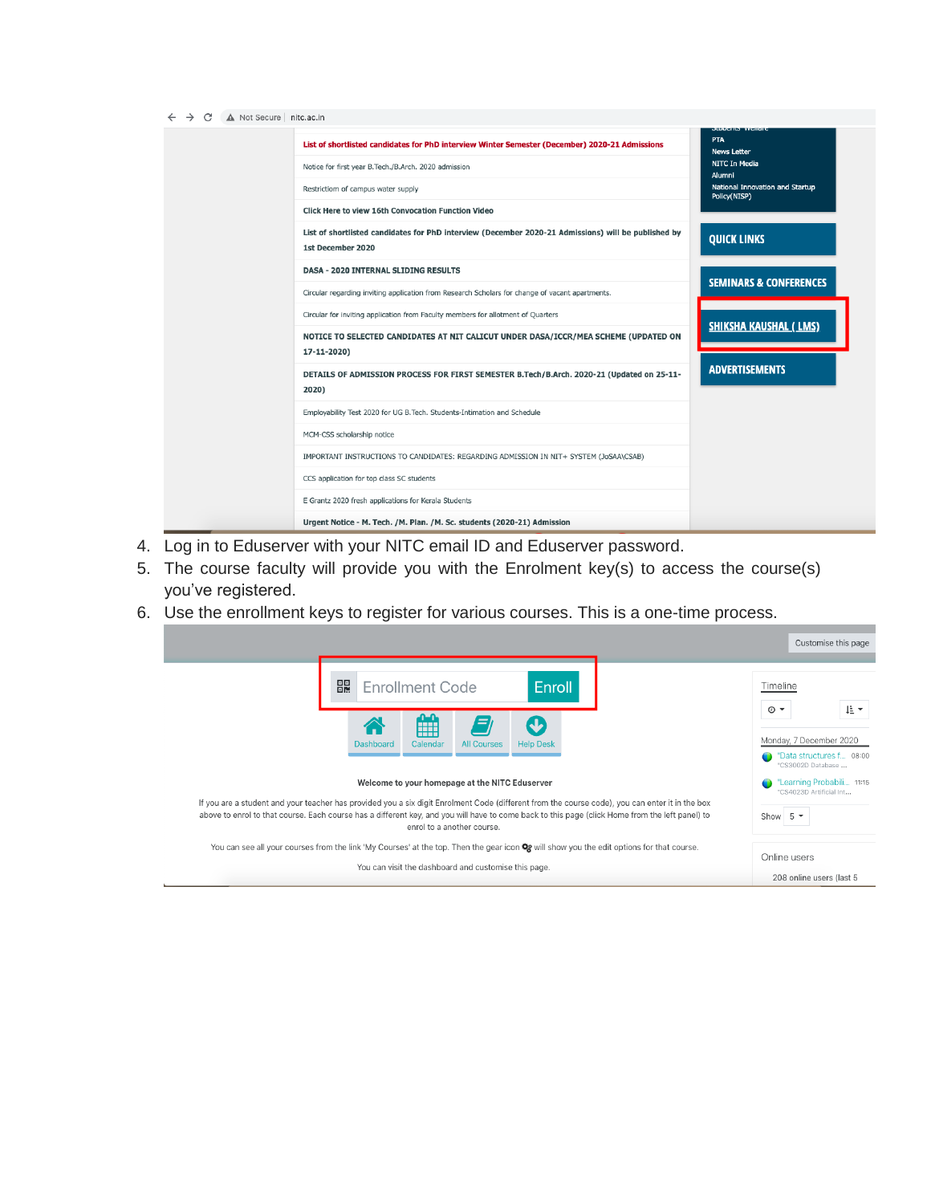4. Log in to Eduserver with your NITC email ID and Eduserver password.
5. The course faculty will provide you with the Enrolment key(s) to access the course(s) you've registered.
6. Use the enrollment keys to register for various courses. This is a one-time process.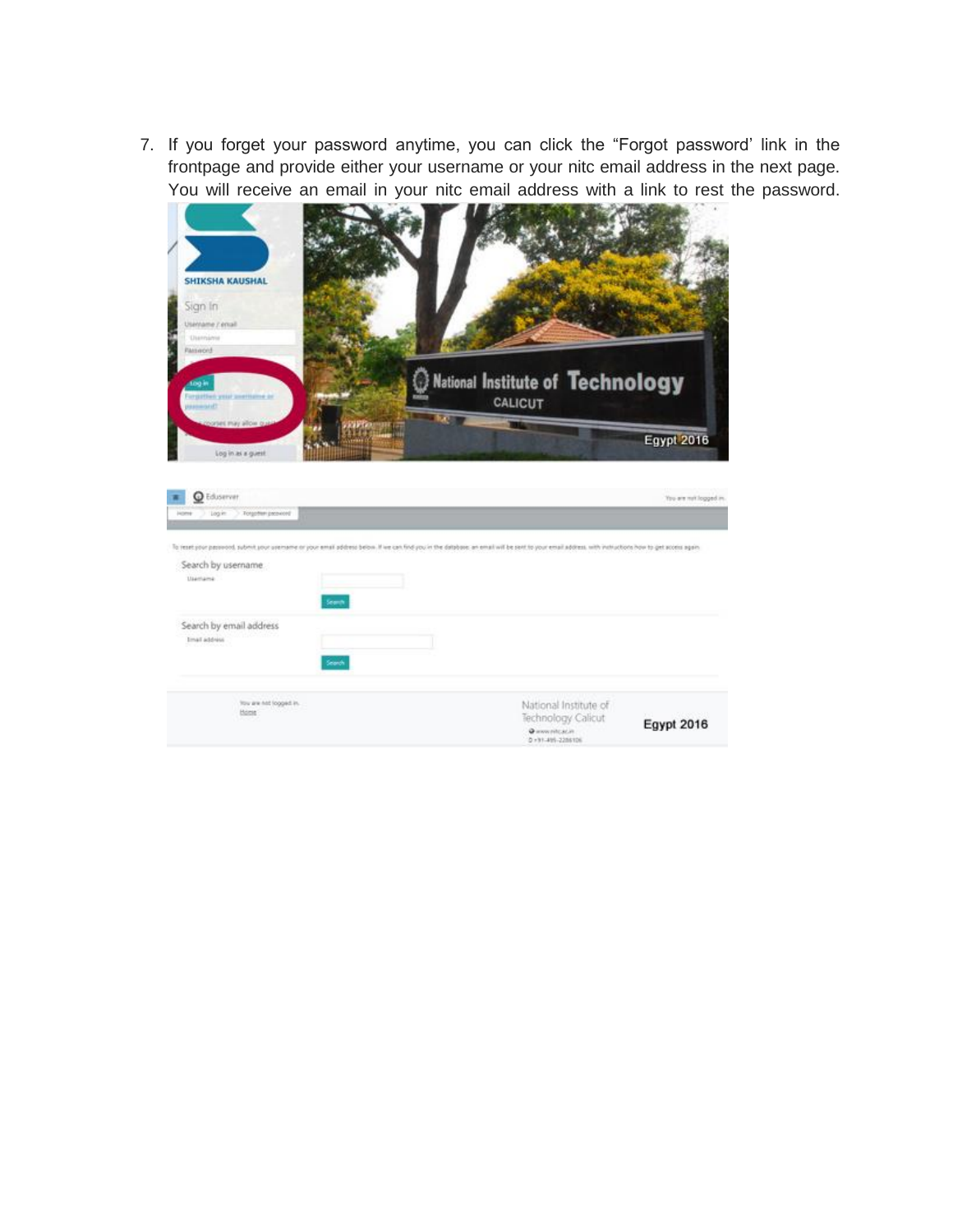7. If you forget your password anytime, you can click the "Forgot password' link in the frontpage and provide either your username or your nitc email address in the next page. You will receive an email in your nitc email address with a link to rest the password.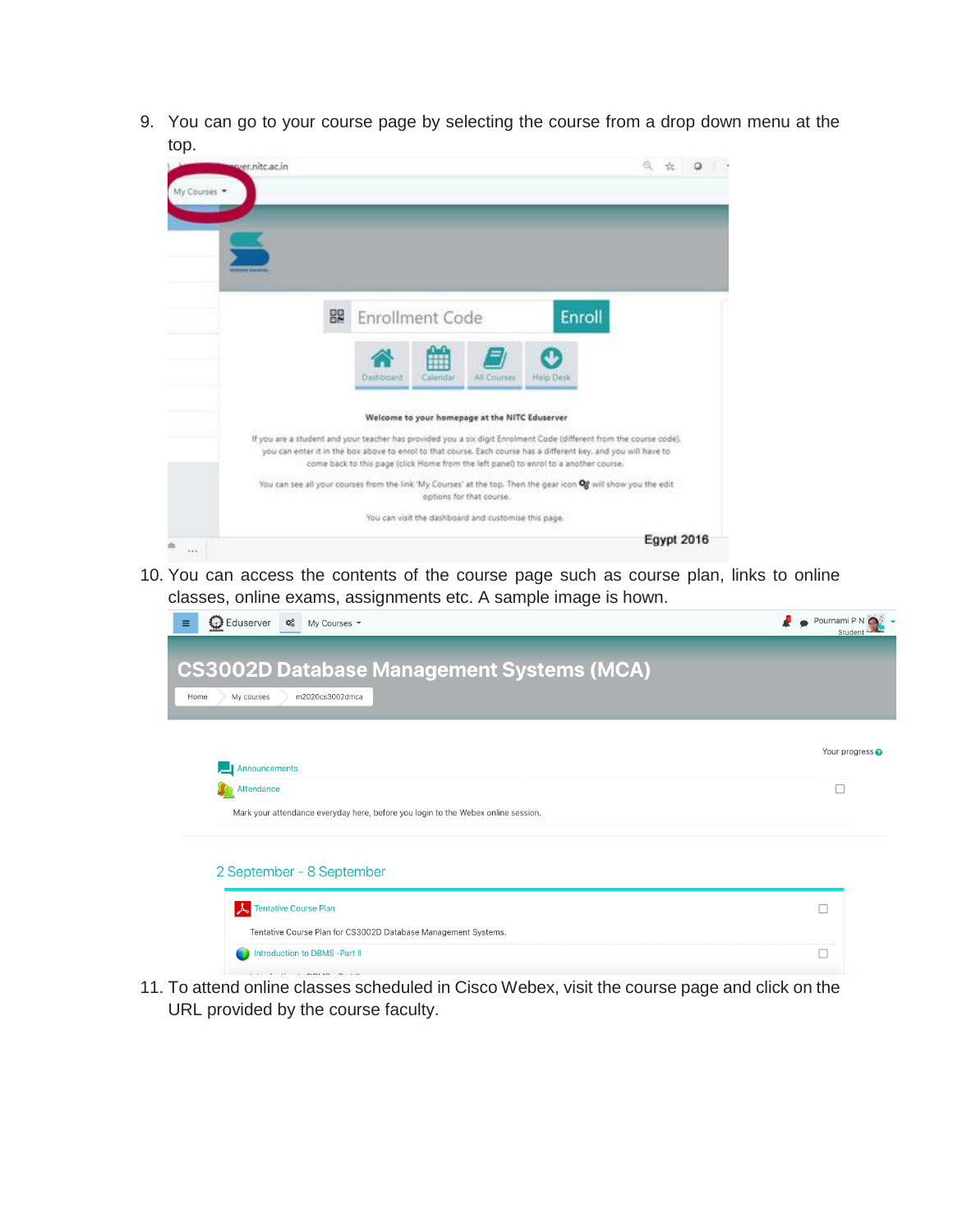9. You can go to your course page by selecting the course from a drop down menu at the top.

10. You can access the contents of the course page such as course plan, links to online classes, online exams, assignments etc. A sample image is hown.

11. To attend online classes scheduled in Cisco Webex, visit the course page and click on the URL provided by the course faculty.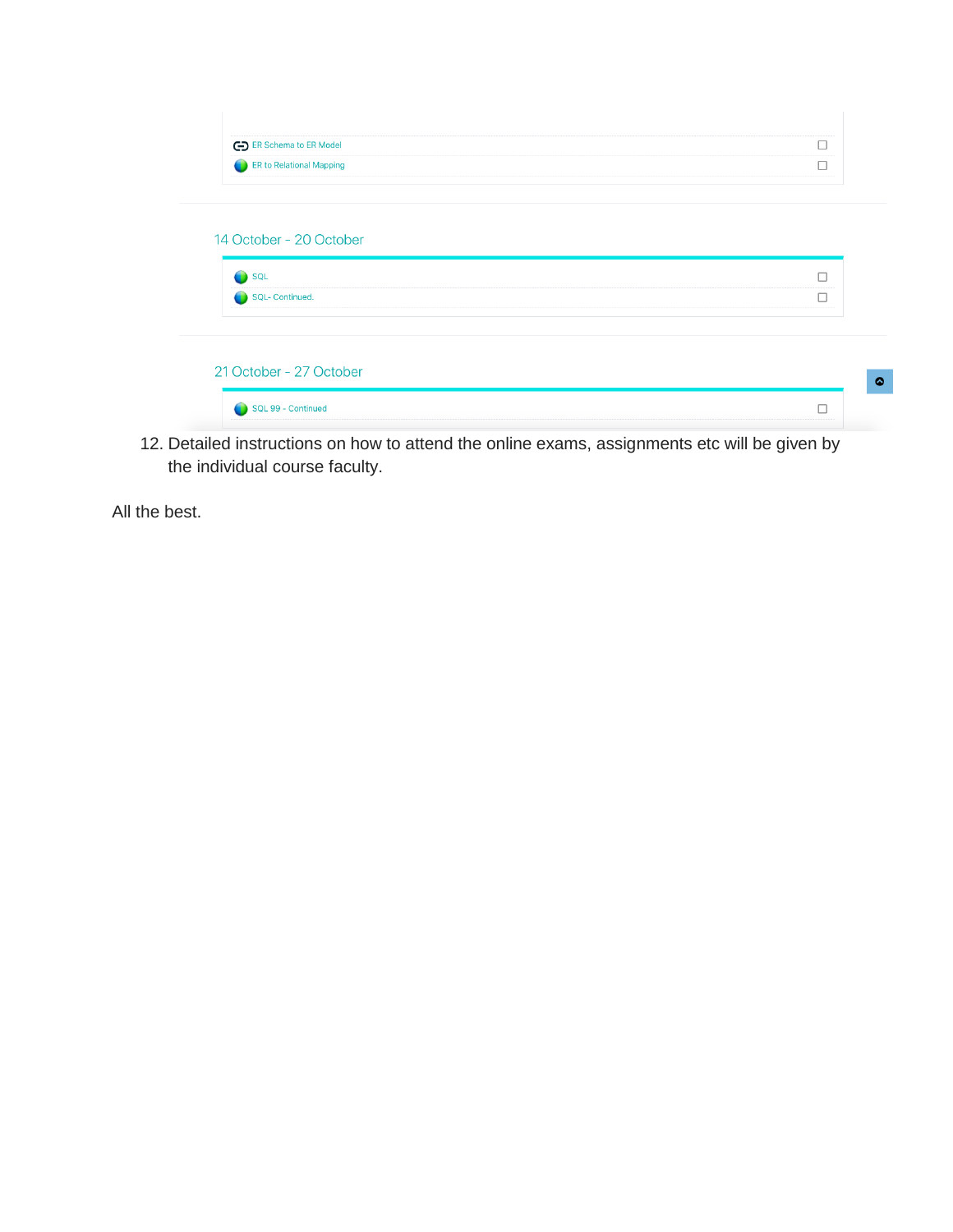ER Schema to ER Model

ER to Relational Mapping

14 October - 20 October

SQL

SQL- Continued.

21 October - 27 October

SQL 99 - Continued

12. Detailed instructions on how to attend the online exams, assignments etc will be given by the individual course faculty.

All the best.